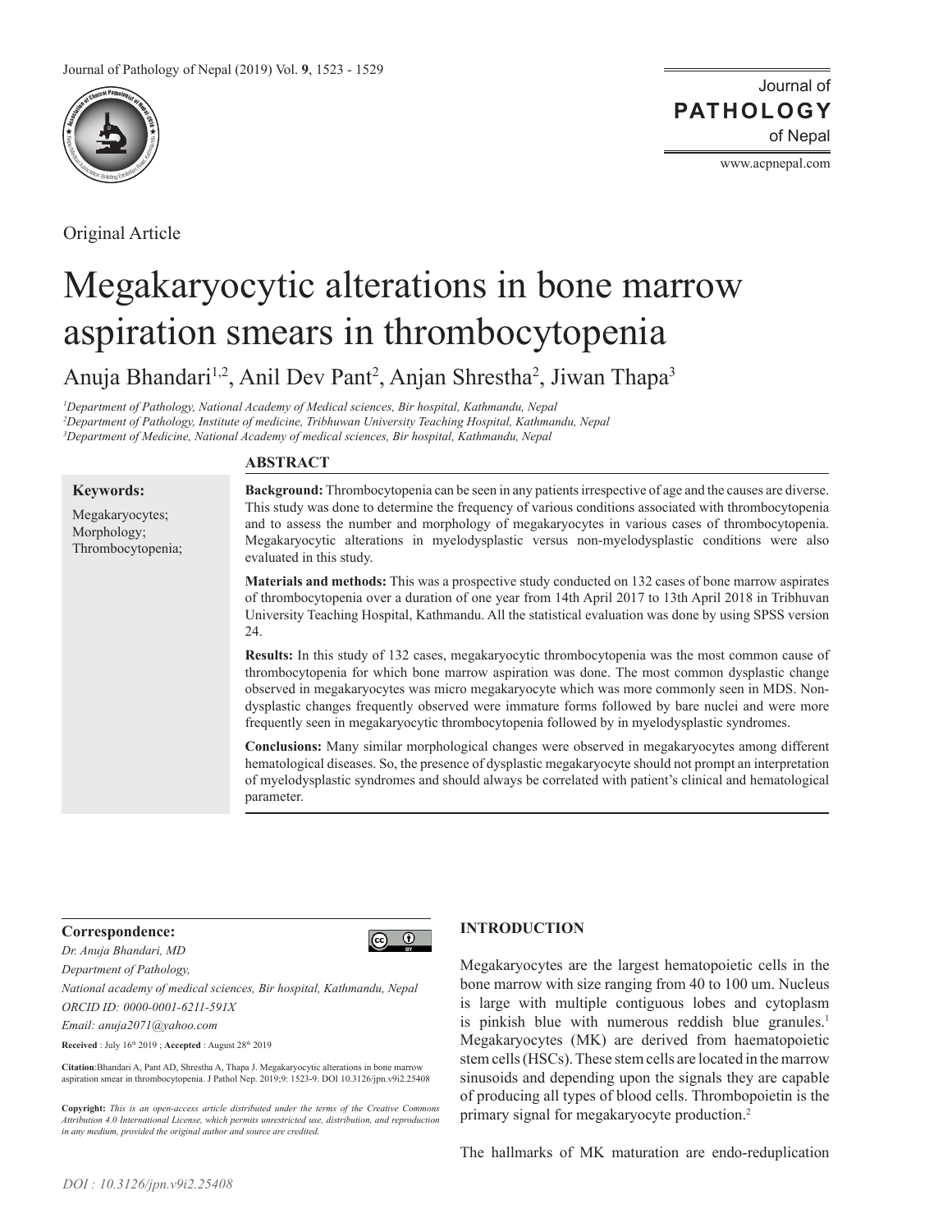Original Article

# Megakaryocytic alterations in bone marrow aspiration smears in thrombocytopenia

Anuja Bhandari[1,2], Anil Dev Pant[2], Anjan Shrestha[2], Jiwan Thapa[3]

[1]Department of Pathology, National Academy of Medical sciences, Bir hospital, Kathmandu, Nepal
[2]Department of Pathology, Institute of medicine, Tribhuwan University Teaching Hospital, Kathmandu, Nepal
[3]Department of Medicine, National Academy of medical sciences, Bir hospital, Kathmandu, Nepal

**Keywords:**

Megakaryocytes;
Morphology;
Thrombocytopenia;

## ABSTRACT

**Background:** Thrombocytopenia can be seen in any patients irrespective of age and the causes are diverse. This study was done to determine the frequency of various conditions associated with thrombocytopenia and to assess the number and morphology of megakaryocytes in various cases of thrombocytopenia. Megakaryocytic alterations in myelodysplastic versus non-myelodysplastic conditions were also evaluated in this study.

**Materials and methods:** This was a prospective study conducted on 132 cases of bone marrow aspirates of thrombocytopenia over a duration of one year from 14th April 2017 to 13th April 2018 in Tribhuvan University Teaching Hospital, Kathmandu. All the statistical evaluation was done by using SPSS version 24.

**Results:** In this study of 132 cases, megakaryocytic thrombocytopenia was the most common cause of thrombocytopenia for which bone marrow aspiration was done. The most common dysplastic change observed in megakaryocytes was micro megakaryocyte which was more commonly seen in MDS. Non-dysplastic changes frequently observed were immature forms followed by bare nuclei and were more frequently seen in megakaryocytic thrombocytopenia followed by in myelodysplastic syndromes.

**Conclusions:** Many similar morphological changes were observed in megakaryocytes among different hematological diseases. So, the presence of dysplastic megakaryocyte should not prompt an interpretation of myelodysplastic syndromes and should always be correlated with patient's clinical and hematological parameter.

**Correspondence:**

*Dr. Anuja Bhandari, MD*
*Department of Pathology,*
*National academy of medical sciences, Bir hospital, Kathmandu, Nepal*
*ORCID ID: 0000-0001-6211-591X*
*Email: anuja2071@yahoo.com*

**Received** : July 16th 2019 ; **Accepted** : August 28th 2019

**Citation**:Bhandari A, Pant AD, Shrestha A, Thapa J. Megakaryocytic alterations in bone marrow aspiration smear in thrombocytopenia. J Pathol Nep. 2019;9: 1523-9. DOI 10.3126/jpn.v9i2.25408

**Copyright:** *This is an open-access article distributed under the terms of the Creative Commons Attribution 4.0 International License, which permits unrestricted use, distribution, and reproduction in any medium, provided the original author and source are credited.*

## INTRODUCTION

Megakaryocytes are the largest hematopoietic cells in the bone marrow with size ranging from 40 to 100 um. Nucleus is large with multiple contiguous lobes and cytoplasm is pinkish blue with numerous reddish blue granules.[1] Megakaryocytes (MK) are derived from haematopoietic stem cells (HSCs). These stem cells are located in the marrow sinusoids and depending upon the signals they are capable of producing all types of blood cells. Thrombopoietin is the primary signal for megakaryocyte production.[2]

The hallmarks of MK maturation are endo-reduplication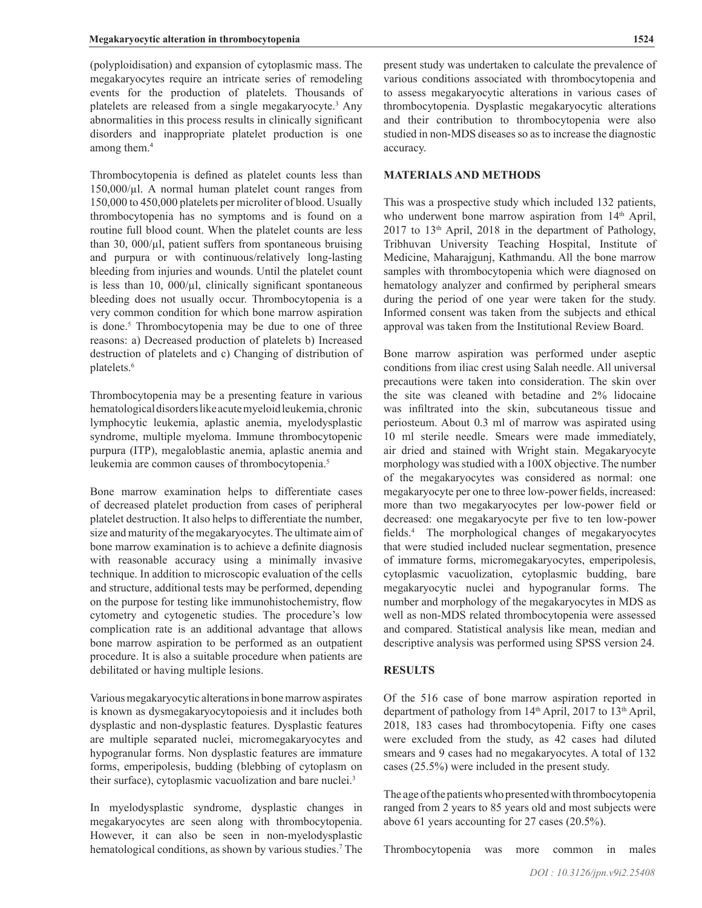(polyploidisation) and expansion of cytoplasmic mass. The megakaryocytes require an intricate series of remodeling events for the production of platelets. Thousands of platelets are released from a single megakaryocyte.[3] Any abnormalities in this process results in clinically significant disorders and inappropriate platelet production is one among them.[4]

Thrombocytopenia is defined as platelet counts less than 150,000/µl. A normal human platelet count ranges from 150,000 to 450,000 platelets per microliter of blood. Usually thrombocytopenia has no symptoms and is found on a routine full blood count. When the platelet counts are less than 30, 000/µl, patient suffers from spontaneous bruising and purpura or with continuous/relatively long-lasting bleeding from injuries and wounds. Until the platelet count is less than 10, 000/µl, clinically significant spontaneous bleeding does not usually occur. Thrombocytopenia is a very common condition for which bone marrow aspiration is done.[5] Thrombocytopenia may be due to one of three reasons: a) Decreased production of platelets b) Increased destruction of platelets and c) Changing of distribution of platelets.[6]

Thrombocytopenia may be a presenting feature in various hematological disorders like acute myeloid leukemia, chronic lymphocytic leukemia, aplastic anemia, myelodysplastic syndrome, multiple myeloma. Immune thrombocytopenic purpura (ITP), megaloblastic anemia, aplastic anemia and leukemia are common causes of thrombocytopenia.[5]

Bone marrow examination helps to differentiate cases of decreased platelet production from cases of peripheral platelet destruction. It also helps to differentiate the number, size and maturity of the megakaryocytes. The ultimate aim of bone marrow examination is to achieve a definite diagnosis with reasonable accuracy using a minimally invasive technique. In addition to microscopic evaluation of the cells and structure, additional tests may be performed, depending on the purpose for testing like immunohistochemistry, flow cytometry and cytogenetic studies. The procedure's low complication rate is an additional advantage that allows bone marrow aspiration to be performed as an outpatient procedure. It is also a suitable procedure when patients are debilitated or having multiple lesions.

Various megakaryocytic alterations in bone marrow aspirates is known as dysmegakaryocytopoiesis and it includes both dysplastic and non-dysplastic features. Dysplastic features are multiple separated nuclei, micromegakaryocytes and hypogranular forms. Non dysplastic features are immature forms, emperipolesis, budding (blebbing of cytoplasm on their surface), cytoplasmic vacuolization and bare nuclei.[3]

In myelodysplastic syndrome, dysplastic changes in megakaryocytes are seen along with thrombocytopenia. However, it can also be seen in non-myelodysplastic hematological conditions, as shown by various studies.[7] The present study was undertaken to calculate the prevalence of various conditions associated with thrombocytopenia and to assess megakaryocytic alterations in various cases of thrombocytopenia. Dysplastic megakaryocytic alterations and their contribution to thrombocytopenia were also studied in non-MDS diseases so as to increase the diagnostic accuracy.

## MATERIALS AND METHODS

This was a prospective study which included 132 patients, who underwent bone marrow aspiration from 14th April, 2017 to 13th April, 2018 in the department of Pathology, Tribhuvan University Teaching Hospital, Institute of Medicine, Maharajgunj, Kathmandu. All the bone marrow samples with thrombocytopenia which were diagnosed on hematology analyzer and confirmed by peripheral smears during the period of one year were taken for the study. Informed consent was taken from the subjects and ethical approval was taken from the Institutional Review Board.

Bone marrow aspiration was performed under aseptic conditions from iliac crest using Salah needle. All universal precautions were taken into consideration. The skin over the site was cleaned with betadine and 2% lidocaine was infiltrated into the skin, subcutaneous tissue and periosteum. About 0.3 ml of marrow was aspirated using 10 ml sterile needle. Smears were made immediately, air dried and stained with Wright stain. Megakaryocyte morphology was studied with a 100X objective. The number of the megakaryocytes was considered as normal: one megakaryocyte per one to three low-power fields, increased: more than two megakaryocytes per low-power field or decreased: one megakaryocyte per five to ten low-power fields.[4] The morphological changes of megakaryocytes that were studied included nuclear segmentation, presence of immature forms, micromegakaryocytes, emperipolesis, cytoplasmic vacuolization, cytoplasmic budding, bare megakaryocytic nuclei and hypogranular forms. The number and morphology of the megakaryocytes in MDS as well as non-MDS related thrombocytopenia were assessed and compared. Statistical analysis like mean, median and descriptive analysis was performed using SPSS version 24.

## RESULTS

Of the 516 case of bone marrow aspiration reported in department of pathology from 14th April, 2017 to 13th April, 2018, 183 cases had thrombocytopenia. Fifty one cases were excluded from the study, as 42 cases had diluted smears and 9 cases had no megakaryocytes. A total of 132 cases (25.5%) were included in the present study.

The age of the patients who presented with thrombocytopenia ranged from 2 years to 85 years old and most subjects were above 61 years accounting for 27 cases (20.5%).

Thrombocytopenia was more common in males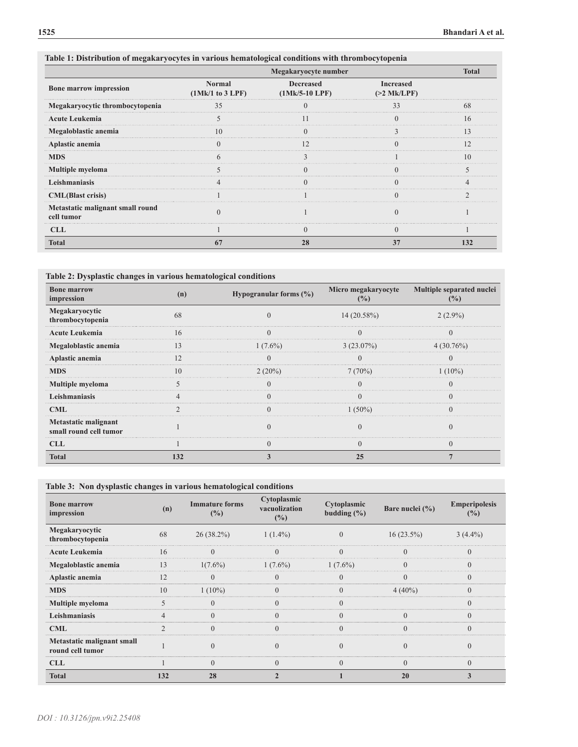**Table 1: Distribution of megakaryocytes in various hematological conditions with thrombocytopenia**

| Bone marrow impression | Megakaryocyte number | | | Total |
|---|---|---|---|---|
| | Normal (1Mk/1 to 3 LPF) | Decreased (1Mk/5-10 LPF) | Increased (>2 Mk/LPF) | |
| **Megakaryocytic thrombocytopenia** | 35 | 0 | 33 | 68 |
| **Acute Leukemia** | 5 | 11 | 0 | 16 |
| **Megaloblastic anemia** | 10 | 0 | 3 | 13 |
| **Aplastic anemia** | 0 | 12 | 0 | 12 |
| **MDS** | 6 | 3 | 1 | 10 |
| **Multiple myeloma** | 5 | 0 | 0 | 5 |
| **Leishmaniasis** | 4 | 0 | 0 | 4 |
| **CML(Blast crisis)** | 1 | 1 | 0 | 2 |
| **Metastatic malignant small round cell tumor** | 0 | 1 | 0 | 1 |
| **CLL** | 1 | 0 | 0 | 1 |
| **Total** | **67** | **28** | **37** | **132** |

**Table 2: Dysplastic changes in various hematological conditions**

| Bone marrow impression | (n) | Hypogranular forms (%) | Micro megakaryocyte (%) | Multiple separated nuclei (%) |
|---|---|---|---|---|
| **Megakaryocytic thrombocytopenia** | 68 | 0 | 14 (20.58%) | 2 (2.9%) |
| **Acute Leukemia** | 16 | 0 | 0 | 0 |
| **Megaloblastic anemia** | 13 | 1 (7.6%) | 3 (23.07%) | 4 (30.76%) |
| **Aplastic anemia** | 12 | 0 | 0 | 0 |
| **MDS** | 10 | 2 (20%) | 7 (70%) | 1 (10%) |
| **Multiple myeloma** | 5 | 0 | 0 | 0 |
| **Leishmaniasis** | 4 | 0 | 0 | 0 |
| **CML** | 2 | 0 | 1 (50%) | 0 |
| **Metastatic malignant small round cell tumor** | 1 | 0 | 0 | 0 |
| **CLL** | 1 | 0 | 0 | 0 |
| **Total** | 132 | 3 | 25 | 7 |

**Table 3: Non dysplastic changes in various hematological conditions**

| Bone marrow impression | (n) | Immature forms (%) | Cytoplasmic vacuolization (%) | Cytoplasmic budding (%) | Bare nuclei (%) | Emperipolesis (%) |
|---|---|---|---|---|---|---|
| **Megakaryocytic thrombocytopenia** | 68 | 26 (38.2%) | 1 (1.4%) | 0 | 16 (23.5%) | 3 (4.4%) |
| **Acute Leukemia** | 16 | 0 | 0 | 0 | 0 | 0 |
| **Megaloblastic anemia** | 13 | 1(7.6%) | 1 (7.6%) | 1 (7.6%) | 0 | 0 |
| **Aplastic anemia** | 12 | 0 | 0 | 0 | 0 | 0 |
| **MDS** | 10 | 1 (10%) | 0 | 0 | 4 (40%) | 0 |
| **Multiple myeloma** | 5 | 0 | 0 | 0 | | 0 |
| **Leishmaniasis** | 4 | 0 | 0 | 0 | 0 | 0 |
| **CML** | 2 | 0 | 0 | 0 | 0 | 0 |
| **Metastatic malignant small round cell tumor** | 1 | 0 | 0 | 0 | 0 | 0 |
| **CLL** | 1 | 0 | 0 | 0 | 0 | 0 |
| **Total** | **132** | **28** | **2** | **1** | **20** | **3** |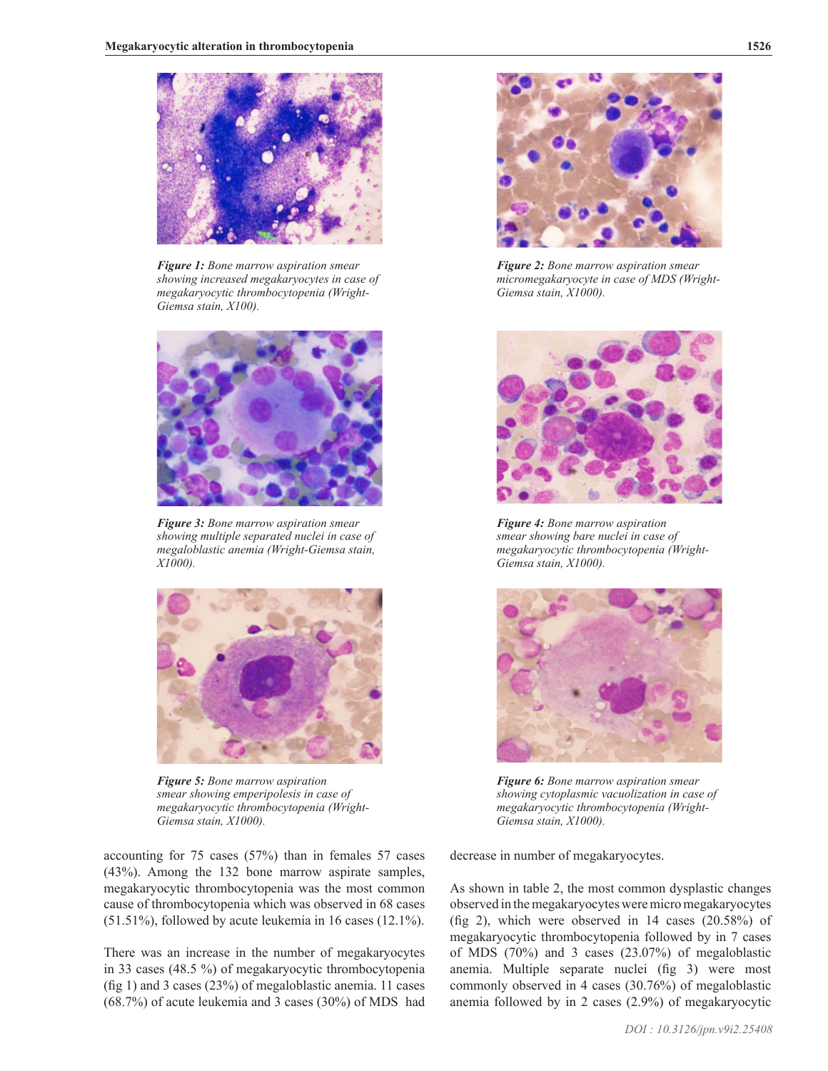*Figure 1: Bone marrow aspiration smear showing increased megakaryocytes in case of megakaryocytic thrombocytopenia (Wright-Giemsa stain, X100).*

*Figure 2: Bone marrow aspiration smear micromegakaryocyte in case of MDS (Wright-Giemsa stain, X1000).*

*Figure 3: Bone marrow aspiration smear showing multiple separated nuclei in case of megaloblastic anemia (Wright-Giemsa stain, X1000).*

*Figure 4: Bone marrow aspiration smear showing bare nuclei in case of megakaryocytic thrombocytopenia (Wright-Giemsa stain, X1000).*

*Figure 5: Bone marrow aspiration smear showing emperipolesis in case of megakaryocytic thrombocytopenia (Wright-Giemsa stain, X1000).*

*Figure 6: Bone marrow aspiration smear showing cytoplasmic vacuolization in case of megakaryocytic thrombocytopenia (Wright-Giemsa stain, X1000).*

accounting for 75 cases (57%) than in females 57 cases (43%). Among the 132 bone marrow aspirate samples, megakaryocytic thrombocytopenia was the most common cause of thrombocytopenia which was observed in 68 cases (51.51%), followed by acute leukemia in 16 cases (12.1%).

There was an increase in the number of megakaryocytes in 33 cases (48.5 %) of megakaryocytic thrombocytopenia (fig 1) and 3 cases (23%) of megaloblastic anemia. 11 cases (68.7%) of acute leukemia and 3 cases (30%) of MDS had decrease in number of megakaryocytes.

As shown in table 2, the most common dysplastic changes observed in the megakaryocytes were micro megakaryocytes (fig 2), which were observed in 14 cases (20.58%) of megakaryocytic thrombocytopenia followed by in 7 cases of MDS (70%) and 3 cases (23.07%) of megaloblastic anemia. Multiple separate nuclei (fig 3) were most commonly observed in 4 cases (30.76%) of megaloblastic anemia followed by in 2 cases (2.9%) of megakaryocytic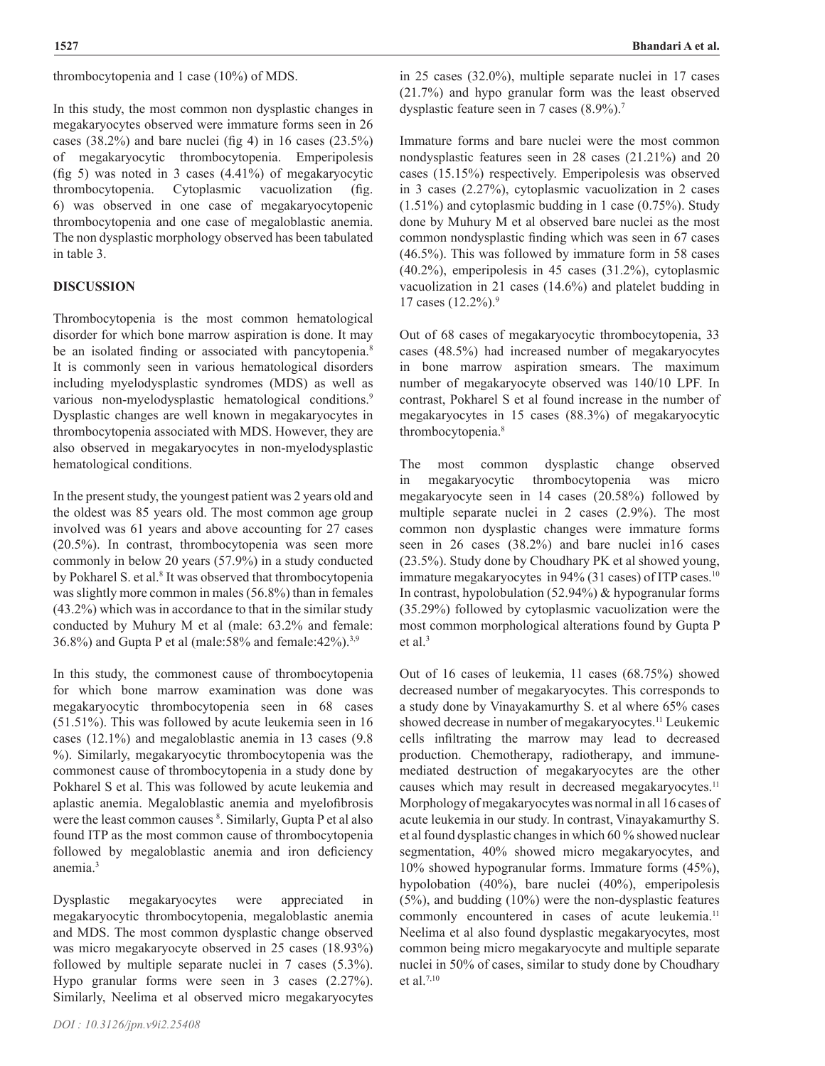thrombocytopenia and 1 case (10%) of MDS.

In this study, the most common non dysplastic changes in megakaryocytes observed were immature forms seen in 26 cases (38.2%) and bare nuclei (fig 4) in 16 cases (23.5%) of megakaryocytic thrombocytopenia. Emperipolesis (fig 5) was noted in 3 cases (4.41%) of megakaryocytic thrombocytopenia. Cytoplasmic vacuolization (fig. 6) was observed in one case of megakaryocytopenic thrombocytopenia and one case of megaloblastic anemia. The non dysplastic morphology observed has been tabulated in table 3.

## DISCUSSION

Thrombocytopenia is the most common hematological disorder for which bone marrow aspiration is done. It may be an isolated finding or associated with pancytopenia.[8] It is commonly seen in various hematological disorders including myelodysplastic syndromes (MDS) as well as various non-myelodysplastic hematological conditions.[9] Dysplastic changes are well known in megakaryocytes in thrombocytopenia associated with MDS. However, they are also observed in megakaryocytes in non-myelodysplastic hematological conditions.

In the present study, the youngest patient was 2 years old and the oldest was 85 years old. The most common age group involved was 61 years and above accounting for 27 cases (20.5%). In contrast, thrombocytopenia was seen more commonly in below 20 years (57.9%) in a study conducted by Pokharel S. et al.[8] It was observed that thrombocytopenia was slightly more common in males (56.8%) than in females (43.2%) which was in accordance to that in the similar study conducted by Muhury M et al (male: 63.2% and female: 36.8%) and Gupta P et al (male:58% and female:42%).[3,9]

In this study, the commonest cause of thrombocytopenia for which bone marrow examination was done was megakaryocytic thrombocytopenia seen in 68 cases (51.51%). This was followed by acute leukemia seen in 16 cases (12.1%) and megaloblastic anemia in 13 cases (9.8 %). Similarly, megakaryocytic thrombocytopenia was the commonest cause of thrombocytopenia in a study done by Pokharel S et al. This was followed by acute leukemia and aplastic anemia. Megaloblastic anemia and myelofibrosis were the least common causes [8]. Similarly, Gupta P et al also found ITP as the most common cause of thrombocytopenia followed by megaloblastic anemia and iron deficiency anemia.[3]

Dysplastic megakaryocytes were appreciated in megakaryocytic thrombocytopenia, megaloblastic anemia and MDS. The most common dysplastic change observed was micro megakaryocyte observed in 25 cases (18.93%) followed by multiple separate nuclei in 7 cases (5.3%). Hypo granular forms were seen in 3 cases (2.27%). Similarly, Neelima et al observed micro megakaryocytes in 25 cases (32.0%), multiple separate nuclei in 17 cases (21.7%) and hypo granular form was the least observed dysplastic feature seen in 7 cases (8.9%).[7]

Immature forms and bare nuclei were the most common nondysplastic features seen in 28 cases (21.21%) and 20 cases (15.15%) respectively. Emperipolesis was observed in 3 cases (2.27%), cytoplasmic vacuolization in 2 cases (1.51%) and cytoplasmic budding in 1 case (0.75%). Study done by Muhury M et al observed bare nuclei as the most common nondysplastic finding which was seen in 67 cases (46.5%). This was followed by immature form in 58 cases (40.2%), emperipolesis in 45 cases (31.2%), cytoplasmic vacuolization in 21 cases (14.6%) and platelet budding in 17 cases (12.2%).[9]

Out of 68 cases of megakaryocytic thrombocytopenia, 33 cases (48.5%) had increased number of megakaryocytes in bone marrow aspiration smears. The maximum number of megakaryocyte observed was 140/10 LPF. In contrast, Pokharel S et al found increase in the number of megakaryocytes in 15 cases (88.3%) of megakaryocytic thrombocytopenia.[8]

The most common dysplastic change observed in megakaryocytic thrombocytopenia was micro megakaryocyte seen in 14 cases (20.58%) followed by multiple separate nuclei in 2 cases (2.9%). The most common non dysplastic changes were immature forms seen in 26 cases (38.2%) and bare nuclei in16 cases (23.5%). Study done by Choudhary PK et al showed young, immature megakaryocytes in 94% (31 cases) of ITP cases.[10] In contrast, hypolobulation (52.94%) & hypogranular forms (35.29%) followed by cytoplasmic vacuolization were the most common morphological alterations found by Gupta P et al.[3]

Out of 16 cases of leukemia, 11 cases (68.75%) showed decreased number of megakaryocytes. This corresponds to a study done by Vinayakamurthy S. et al where 65% cases showed decrease in number of megakaryocytes.[11] Leukemic cells infiltrating the marrow may lead to decreased production. Chemotherapy, radiotherapy, and immune-mediated destruction of megakaryocytes are the other causes which may result in decreased megakaryocytes.[11] Morphology of megakaryocytes was normal in all 16 cases of acute leukemia in our study. In contrast, Vinayakamurthy S. et al found dysplastic changes in which 60 % showed nuclear segmentation, 40% showed micro megakaryocytes, and 10% showed hypogranular forms. Immature forms (45%), hypolobation (40%), bare nuclei (40%), emperipolesis (5%), and budding (10%) were the non-dysplastic features commonly encountered in cases of acute leukemia.[11] Neelima et al also found dysplastic megakaryocytes, most common being micro megakaryocyte and multiple separate nuclei in 50% of cases, similar to study done by Choudhary et al.[7,10]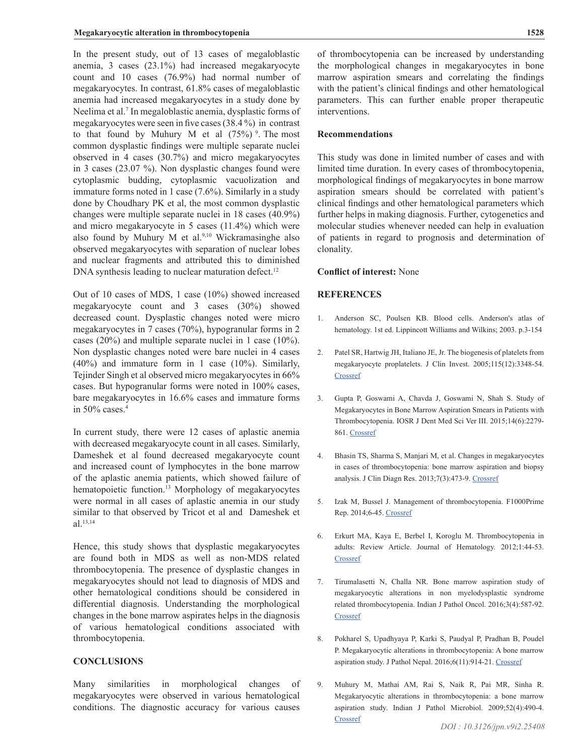In the present study, out of 13 cases of megaloblastic anemia, 3 cases (23.1%) had increased megakaryocyte count and 10 cases (76.9%) had normal number of megakaryocytes. In contrast, 61.8% cases of megaloblastic anemia had increased megakaryocytes in a study done by Neelima et al.[7] In megaloblastic anemia, dysplastic forms of megakaryocytes were seen in five cases (38.4 %) in contrast to that found by Muhury M et al (75%) [9]. The most common dysplastic findings were multiple separate nuclei observed in 4 cases (30.7%) and micro megakaryocytes in 3 cases (23.07 %). Non dysplastic changes found were cytoplasmic budding, cytoplasmic vacuolization and immature forms noted in 1 case (7.6%). Similarly in a study done by Choudhary PK et al, the most common dysplastic changes were multiple separate nuclei in 18 cases (40.9%) and micro megakaryocyte in 5 cases (11.4%) which were also found by Muhury M et al.[9,10] Wickramasinghe also observed megakaryocytes with separation of nuclear lobes and nuclear fragments and attributed this to diminished DNA synthesis leading to nuclear maturation defect.[12]

Out of 10 cases of MDS, 1 case (10%) showed increased megakaryocyte count and 3 cases (30%) showed decreased count. Dysplastic changes noted were micro megakaryocytes in 7 cases (70%), hypogranular forms in 2 cases (20%) and multiple separate nuclei in 1 case (10%). Non dysplastic changes noted were bare nuclei in 4 cases (40%) and immature form in 1 case (10%). Similarly, Tejinder Singh et al observed micro megakaryocytes in 66% cases. But hypogranular forms were noted in 100% cases, bare megakaryocytes in 16.6% cases and immature forms in 50% cases.[4]

In current study, there were 12 cases of aplastic anemia with decreased megakaryocyte count in all cases. Similarly, Dameshek et al found decreased megakaryocyte count and increased count of lymphocytes in the bone marrow of the aplastic anemia patients, which showed failure of hematopoietic function.[13] Morphology of megakaryocytes were normal in all cases of aplastic anemia in our study similar to that observed by Tricot et al and Dameshek et al.[13,14]

Hence, this study shows that dysplastic megakaryocytes are found both in MDS as well as non-MDS related thrombocytopenia. The presence of dysplastic changes in megakaryocytes should not lead to diagnosis of MDS and other hematological conditions should be considered in differential diagnosis. Understanding the morphological changes in the bone marrow aspirates helps in the diagnosis of various hematological conditions associated with thrombocytopenia.

## CONCLUSIONS

Many similarities in morphological changes of megakaryocytes were observed in various hematological conditions. The diagnostic accuracy for various causes of thrombocytopenia can be increased by understanding the morphological changes in megakaryocytes in bone marrow aspiration smears and correlating the findings with the patient's clinical findings and other hematological parameters. This can further enable proper therapeutic interventions.

## Recommendations

This study was done in limited number of cases and with limited time duration. In every cases of thrombocytopenia, morphological findings of megakaryocytes in bone marrow aspiration smears should be correlated with patient's clinical findings and other hematological parameters which further helps in making diagnosis. Further, cytogenetics and molecular studies whenever needed can help in evaluation of patients in regard to prognosis and determination of clonality.

**Conflict of interest:** None

## REFERENCES

1. Anderson SC, Poulsen KB. Blood cells. Anderson's atlas of hematology. 1st ed. Lippincott Williams and Wilkins; 2003. p.3-154
2. Patel SR, Hartwig JH, Italiano JE, Jr. The biogenesis of platelets from megakaryocyte proplatelets. J Clin Invest. 2005;115(12):3348-54. Crossref
3. Gupta P, Goswami A, Chavda J, Goswami N, Shah S. Study of Megakaryocytes in Bone Marrow Aspiration Smears in Patients with Thrombocytopenia. IOSR J Dent Med Sci Ver III. 2015;14(6):2279-861. Crossref
4. Bhasin TS, Sharma S, Manjari M, et al. Changes in megakaryocytes in cases of thrombocytopenia: bone marrow aspiration and biopsy analysis. J Clin Diagn Res. 2013;7(3):473-9. Crossref
5. Izak M, Bussel J. Management of thrombocytopenia. F1000Prime Rep. 2014;6-45. Crossref
6. Erkurt MA, Kaya E, Berbel I, Koroglu M. Thrombocytopenia in adults: Review Article. Journal of Hematology. 2012;1:44-53. Crossref
7. Tirumalasetti N, Challa NR. Bone marrow aspiration study of megakaryocytic alterations in non myelodysplastic syndrome related thrombocytopenia. Indian J Pathol Oncol. 2016;3(4):587-92. Crossref
8. Pokharel S, Upadhyaya P, Karki S, Paudyal P, Pradhan B, Poudel P. Megakaryocytic alterations in thrombocytopenia: A bone marrow aspiration study. J Pathol Nepal. 2016;6(11):914-21. Crossref
9. Muhury M, Mathai AM, Rai S, Naik R, Pai MR, Sinha R. Megakaryocytic alterations in thrombocytopenia: a bone marrow aspiration study. Indian J Pathol Microbiol. 2009;52(4):490-4. Crossref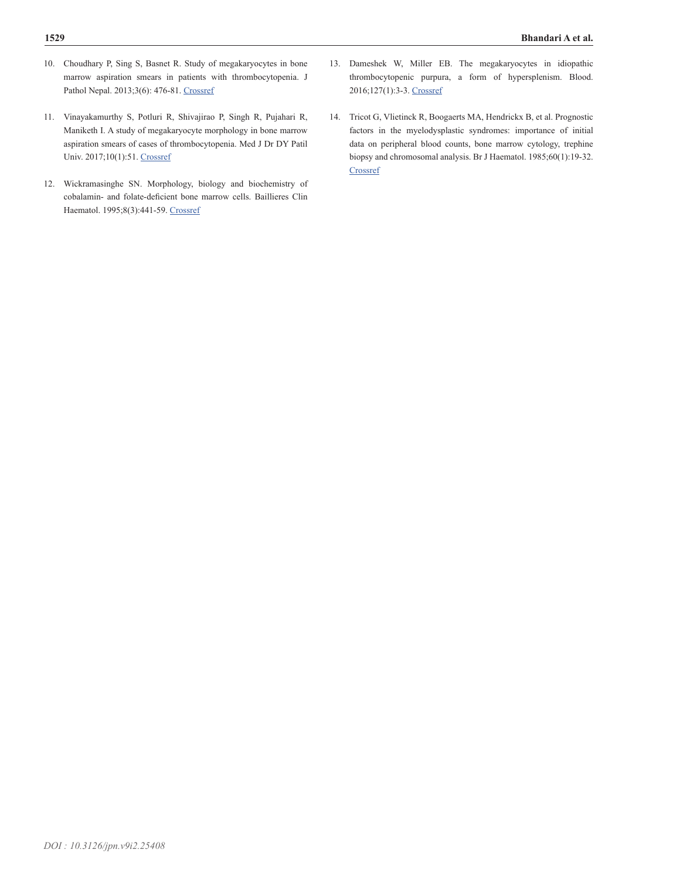10. Choudhary P, Sing S, Basnet R. Study of megakaryocytes in bone marrow aspiration smears in patients with thrombocytopenia. J Pathol Nepal. 2013;3(6): 476-81. Crossref

11. Vinayakamurthy S, Potluri R, Shivajirao P, Singh R, Pujahari R, Maniketh I. A study of megakaryocyte morphology in bone marrow aspiration smears of cases of thrombocytopenia. Med J Dr DY Patil Univ. 2017;10(1):51. Crossref

12. Wickramasinghe SN. Morphology, biology and biochemistry of cobalamin- and folate-deficient bone marrow cells. Baillieres Clin Haematol. 1995;8(3):441-59. Crossref

13. Dameshek W, Miller EB. The megakaryocytes in idiopathic thrombocytopenic purpura, a form of hypersplenism. Blood. 2016;127(1):3-3. Crossref

14. Tricot G, Vlietinck R, Boogaerts MA, Hendrickx B, et al. Prognostic factors in the myelodysplastic syndromes: importance of initial data on peripheral blood counts, bone marrow cytology, trephine biopsy and chromosomal analysis. Br J Haematol. 1985;60(1):19-32. Crossref